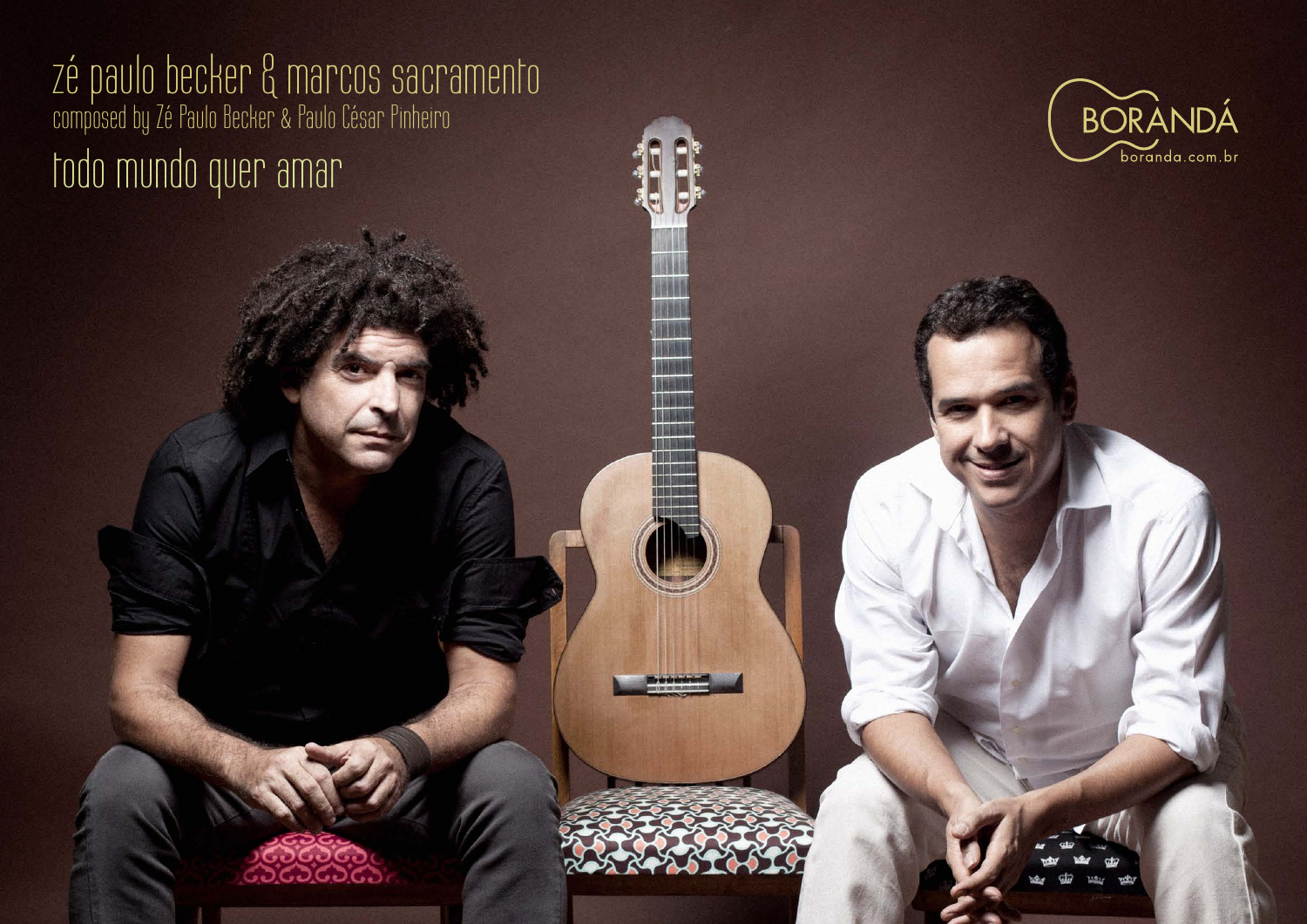zé paulo becker & marcos sacramento

composed by Zé Paulo Becker & Paulo César Pinheiro

# todo mundo quer amar

BORANDÁ

boranda.com.br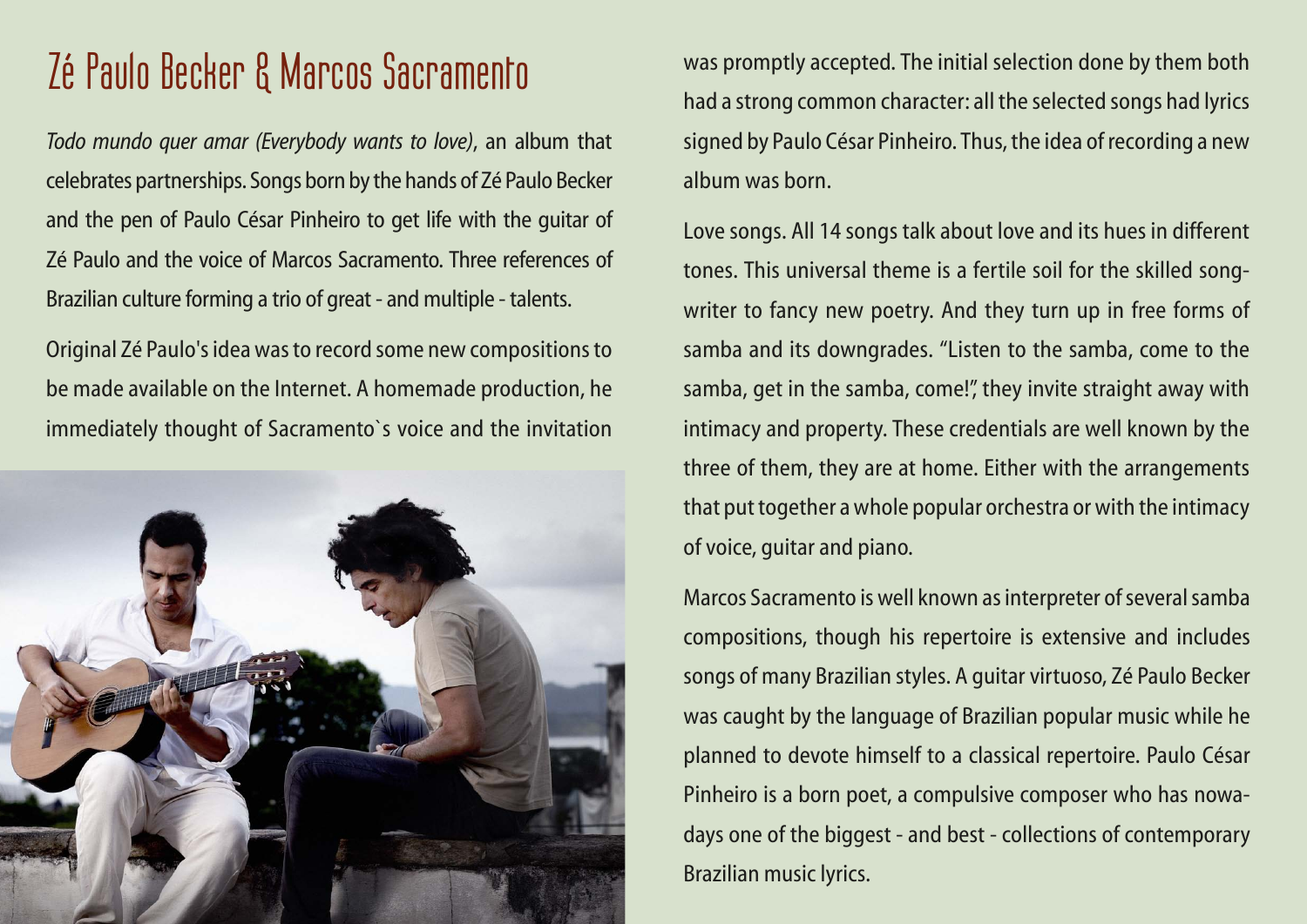# Zé Paulo Becker & Marcos Sacramento

*Todo mundo quer amar (Everybody wants to love)*, an album that celebrates partnerships. Songs born by the hands of Zé Paulo Becker and the pen of Paulo César Pinheiro to get life with the guitar of Zé Paulo and the voice of Marcos Sacramento. Three references of Brazilian culture forming a trio of great - and multiple - talents.

Original Zé Paulo's idea was to record some new compositions to be made available on the Internet. A homemade production, he immediately thought of Sacramento`s voice and the invitation was promptly accepted. The initial selection done by them both had a strong common character: all the selected songs had lyrics signed by Paulo César Pinheiro. Thus, the idea of recording a new album was born.

Love songs. All 14 songs talk about love and its hues in different tones. This universal theme is a fertile soil for the skilled song-writer to fancy new poetry. And they turn up in free forms of samba and its downgrades. "Listen to the samba, come to the samba, get in the samba, come!", they invite straight away with intimacy and property. These credentials are well known by the three of them, they are at home. Either with the arrangements that put together a whole popular orchestra or with the intimacy of voice, guitar and piano.

Marcos Sacramento is well known as interpreter of several samba compositions, though his repertoire is extensive and includes songs of many Brazilian styles. A guitar virtuoso, Zé Paulo Becker was caught by the language of Brazilian popular music while he planned to devote himself to a classical repertoire. Paulo César Pinheiro is a born poet, a compulsive composer who has nowadays one of the biggest - and best - collections of contemporary Brazilian music lyrics.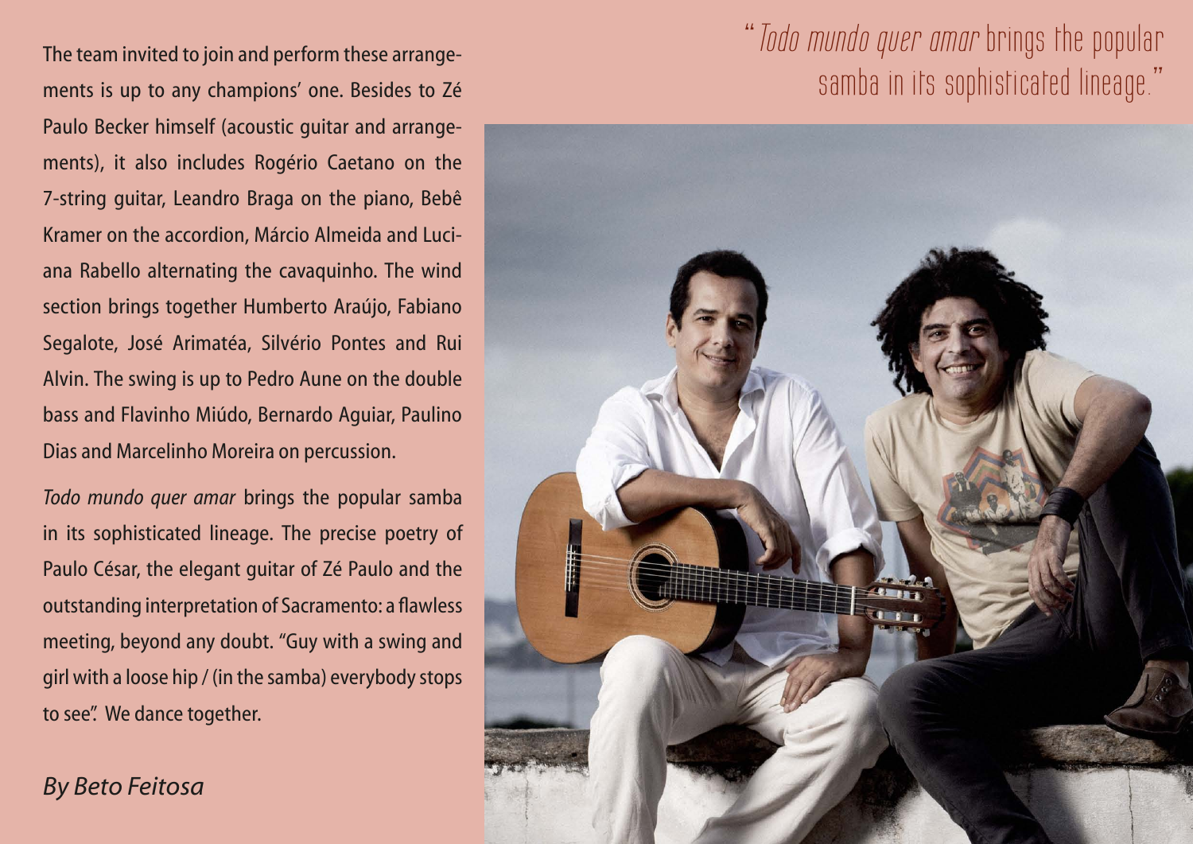The team invited to join and perform these arrangements is up to any champions' one. Besides to Zé Paulo Becker himself (acoustic guitar and arrangements), it also includes Rogério Caetano on the 7-string guitar, Leandro Braga on the piano, Bebê Kramer on the accordion, Márcio Almeida and Luciana Rabello alternating the cavaquinho. The wind section brings together Humberto Araújo, Fabiano Segalote, José Arimatéa, Silvério Pontes and Rui Alvin. The swing is up to Pedro Aune on the double bass and Flavinho Miúdo, Bernardo Aguiar, Paulino Dias and Marcelinho Moreira on percussion.

*Todo mundo quer amar* brings the popular samba in its sophisticated lineage. The precise poetry of Paulo César, the elegant guitar of Zé Paulo and the outstanding interpretation of Sacramento: a flawless meeting, beyond any doubt. "Guy with a swing and girl with a loose hip / (in the samba) everybody stops to see". We dance together.

*By Beto Feitosa*

"*Todo mundo quer amar* brings the popular samba in its sophisticated lineage."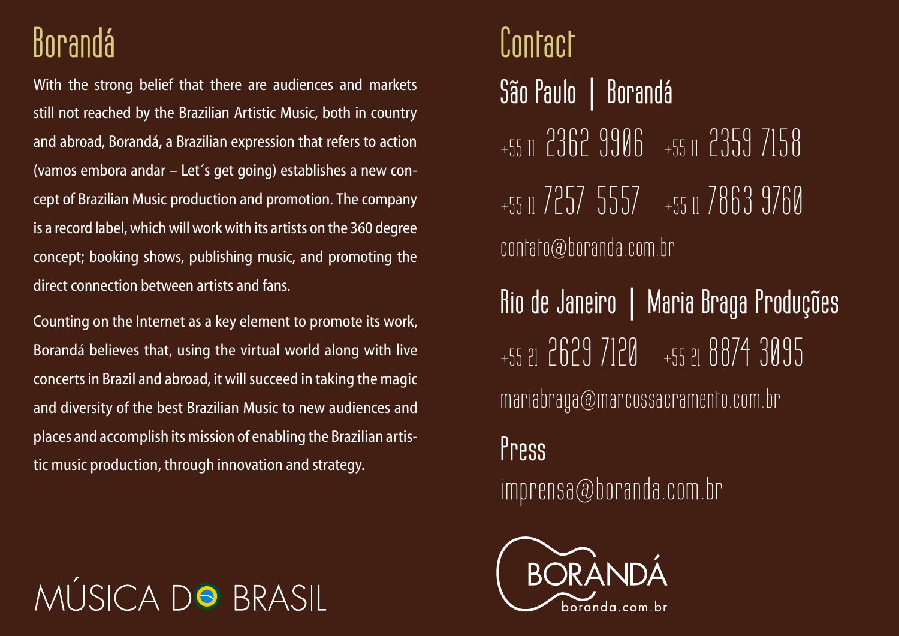# Borandá

With the strong belief that there are audiences and markets still not reached by the Brazilian Artistic Music, both in country and abroad, Borandá, a Brazilian expression that refers to action (vamos embora andar – Let´s get going) establishes a new concept of Brazilian Music production and promotion. The company is a record label, which will work with its artists on the 360 degree concept; booking shows, publishing music, and promoting the direct connection between artists and fans.

Counting on the Internet as a key element to promote its work, Borandá believes that, using the virtual world along with live concerts in Brazil and abroad, it will succeed in taking the magic and diversity of the best Brazilian Music to new audiences and places and accomplish its mission of enabling the Brazilian artistic music production, through innovation and strategy.

MÚSICA DO BRASIL

# Contact

## São Paulo | Borandá

+55 11 2362 9906 +55 11 2359 7158

+55 11 7257 5557 +55 11 7863 9760

contato@boranda.com.br

## Rio de Janeiro | Maria Braga Produções

+55 21 2629 7120 +55 21 8874 3095

mariabraga@marcossacramento.com.br

## Press

imprensa@boranda.com.br

BORANDÁ
boranda.com.br